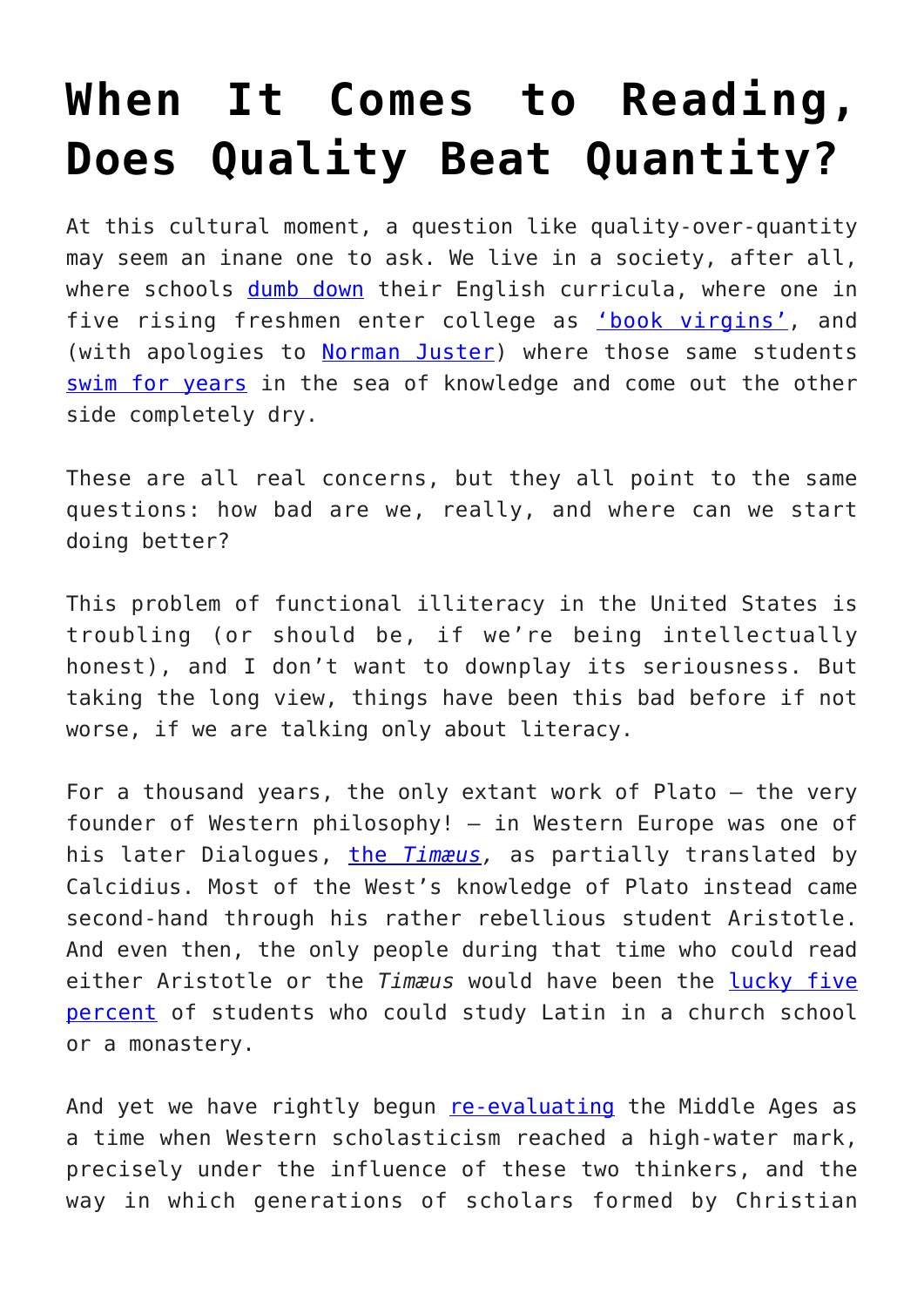# When It Comes to Reading, Does Quality Beat Quantity?

At this cultural moment, a question like quality-over-quantity may seem an inane one to ask. We live in a society, after all, where schools dumb down their English curricula, where one in five rising freshmen enter college as 'book virgins', and (with apologies to Norman Juster) where those same students swim for years in the sea of knowledge and come out the other side completely dry.

These are all real concerns, but they all point to the same questions: how bad are we, really, and where can we start doing better?

This problem of functional illiteracy in the United States is troubling (or should be, if we're being intellectually honest), and I don't want to downplay its seriousness. But taking the long view, things have been this bad before if not worse, if we are talking only about literacy.

For a thousand years, the only extant work of Plato – the very founder of Western philosophy! – in Western Europe was one of his later Dialogues, the *Timæus*, as partially translated by Calcidius. Most of the West's knowledge of Plato instead came second-hand through his rather rebellious student Aristotle. And even then, the only people during that time who could read either Aristotle or the *Timæus* would have been the lucky five percent of students who could study Latin in a church school or a monastery.

And yet we have rightly begun re-evaluating the Middle Ages as a time when Western scholasticism reached a high-water mark, precisely under the influence of these two thinkers, and the way in which generations of scholars formed by Christian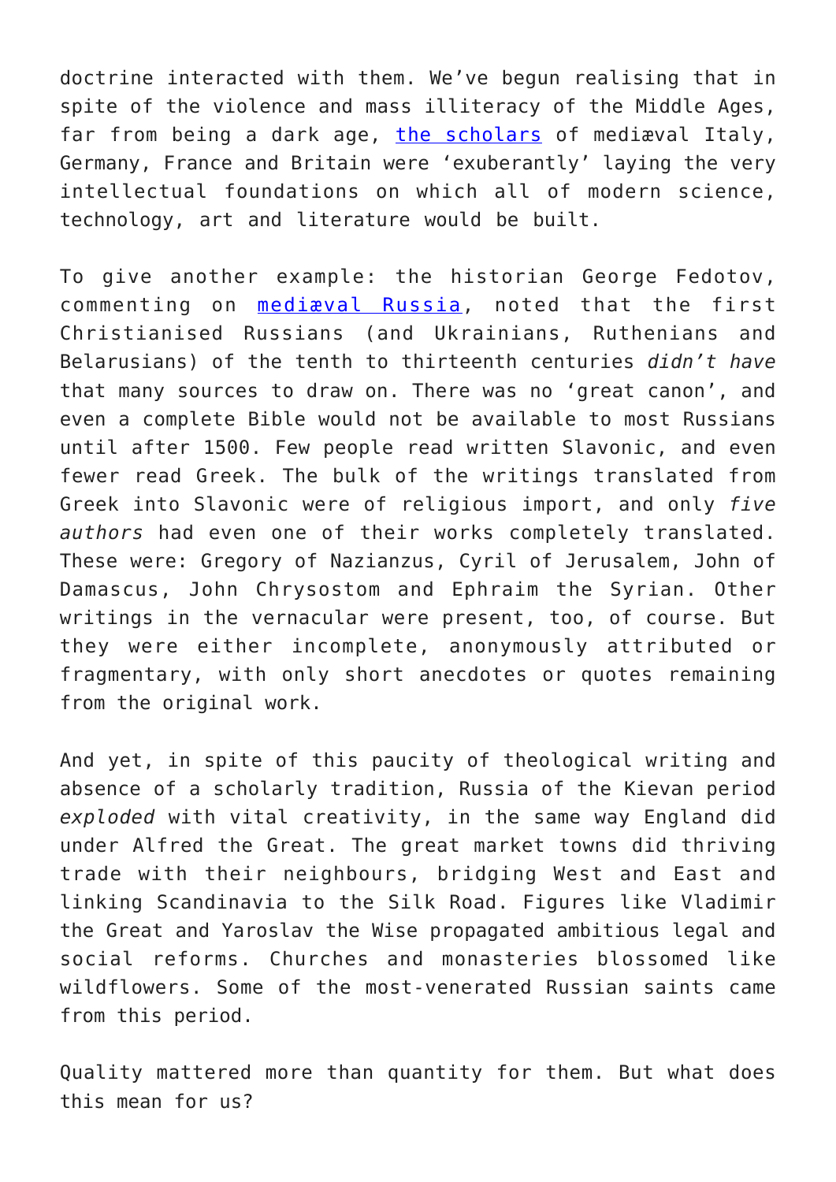doctrine interacted with them. We've begun realising that in spite of the violence and mass illiteracy of the Middle Ages, far from being a dark age, the scholars of mediæval Italy, Germany, France and Britain were 'exuberantly' laying the very intellectual foundations on which all of modern science, technology, art and literature would be built.

To give another example: the historian George Fedotov, commenting on mediæval Russia, noted that the first Christianised Russians (and Ukrainians, Ruthenians and Belarusians) of the tenth to thirteenth centuries *didn't have* that many sources to draw on. There was no 'great canon', and even a complete Bible would not be available to most Russians until after 1500. Few people read written Slavonic, and even fewer read Greek. The bulk of the writings translated from Greek into Slavonic were of religious import, and only *five authors* had even one of their works completely translated. These were: Gregory of Nazianzus, Cyril of Jerusalem, John of Damascus, John Chrysostom and Ephraim the Syrian. Other writings in the vernacular were present, too, of course. But they were either incomplete, anonymously attributed or fragmentary, with only short anecdotes or quotes remaining from the original work.

And yet, in spite of this paucity of theological writing and absence of a scholarly tradition, Russia of the Kievan period *exploded* with vital creativity, in the same way England did under Alfred the Great. The great market towns did thriving trade with their neighbours, bridging West and East and linking Scandinavia to the Silk Road. Figures like Vladimir the Great and Yaroslav the Wise propagated ambitious legal and social reforms. Churches and monasteries blossomed like wildflowers. Some of the most-venerated Russian saints came from this period.

Quality mattered more than quantity for them. But what does this mean for us?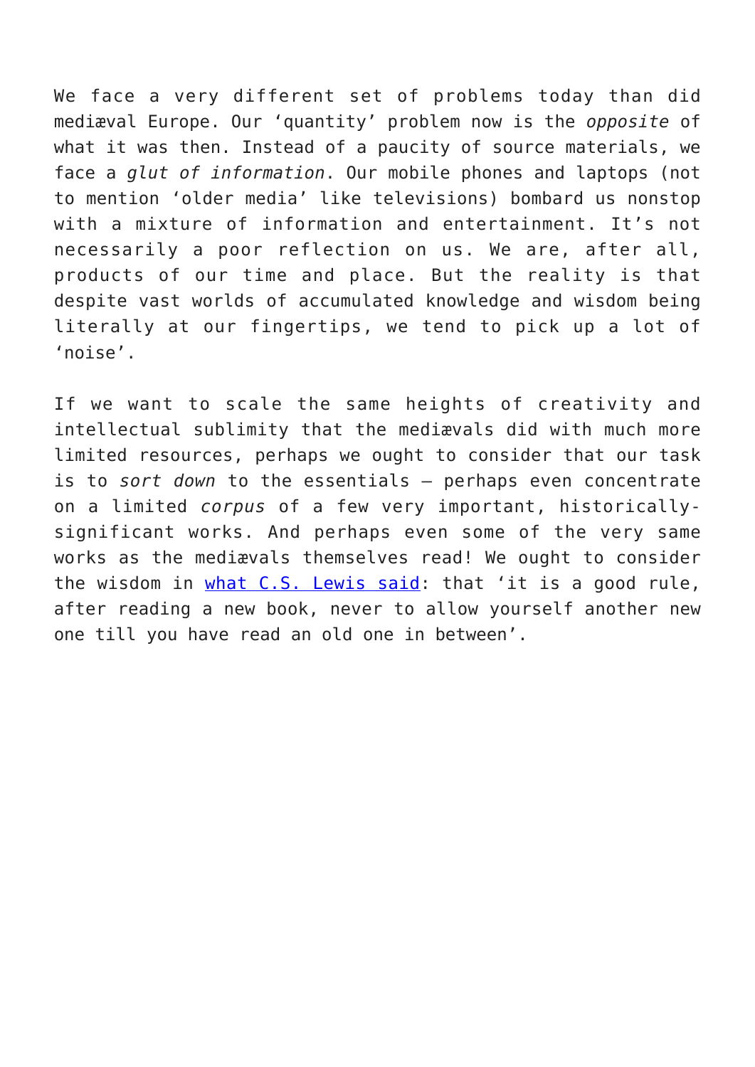We face a very different set of problems today than did mediæval Europe. Our 'quantity' problem now is the *opposite* of what it was then. Instead of a paucity of source materials, we face a *glut of information*. Our mobile phones and laptops (not to mention 'older media' like televisions) bombard us nonstop with a mixture of information and entertainment. It's not necessarily a poor reflection on us. We are, after all, products of our time and place. But the reality is that despite vast worlds of accumulated knowledge and wisdom being literally at our fingertips, we tend to pick up a lot of 'noise'.

If we want to scale the same heights of creativity and intellectual sublimity that the mediævals did with much more limited resources, perhaps we ought to consider that our task is to *sort down* to the essentials – perhaps even concentrate on a limited *corpus* of a few very important, historically-significant works. And perhaps even some of the very same works as the mediævals themselves read! We ought to consider the wisdom in [what C.S. Lewis said]: that 'it is a good rule, after reading a new book, never to allow yourself another new one till you have read an old one in between'.